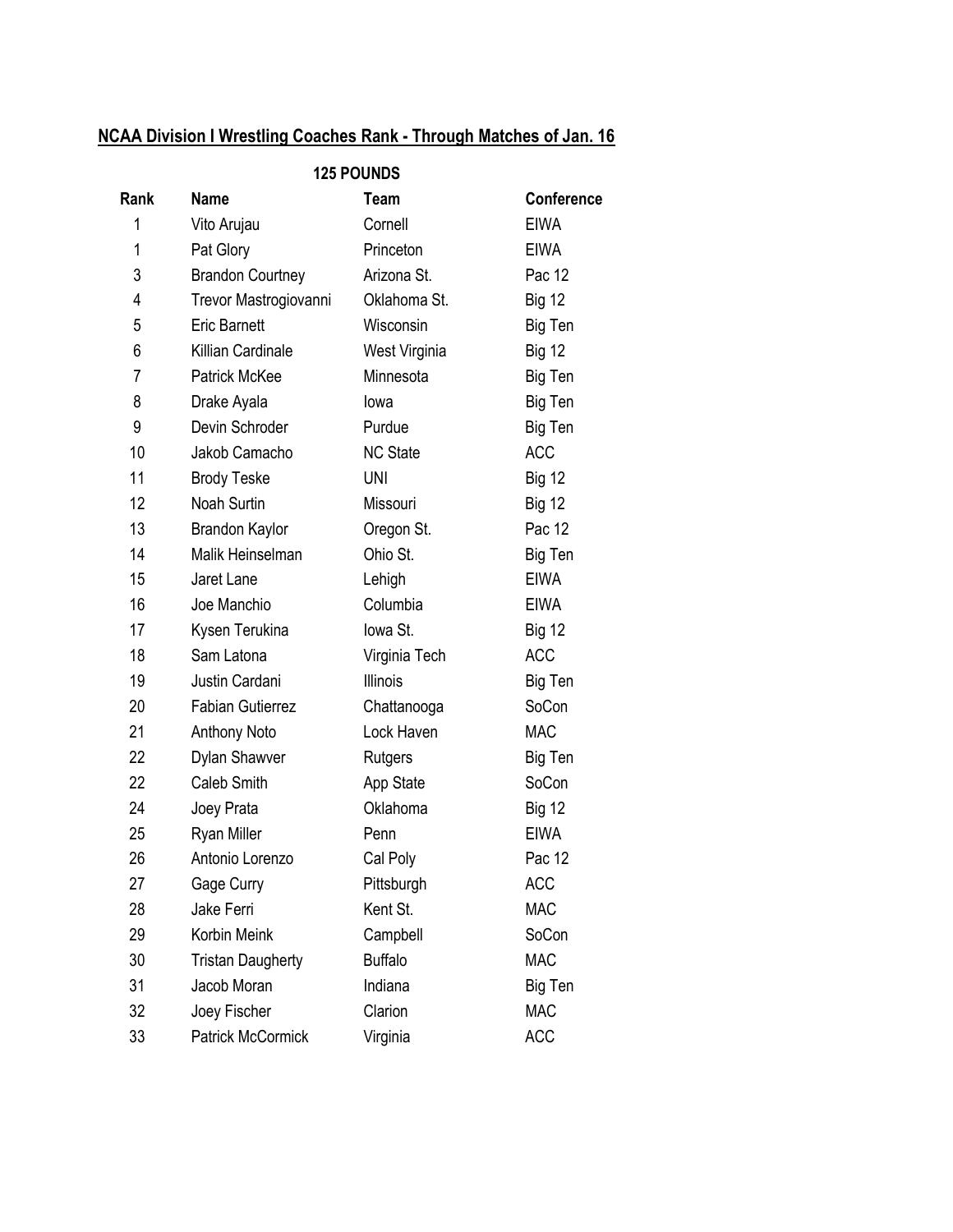# NCAA Division I Wrestling Coaches Rank - Through Matches of Jan. 16

## 125 POUNDS

| Rank | Name | Team | Conference |
|---|---|---|---|
| 1 | Vito Arujau | Cornell | EIWA |
| 1 | Pat Glory | Princeton | EIWA |
| 3 | Brandon Courtney | Arizona St. | Pac 12 |
| 4 | Trevor Mastrogiovanni | Oklahoma St. | Big 12 |
| 5 | Eric Barnett | Wisconsin | Big Ten |
| 6 | Killian Cardinale | West Virginia | Big 12 |
| 7 | Patrick McKee | Minnesota | Big Ten |
| 8 | Drake Ayala | Iowa | Big Ten |
| 9 | Devin Schroder | Purdue | Big Ten |
| 10 | Jakob Camacho | NC State | ACC |
| 11 | Brody Teske | UNI | Big 12 |
| 12 | Noah Surtin | Missouri | Big 12 |
| 13 | Brandon Kaylor | Oregon St. | Pac 12 |
| 14 | Malik Heinselman | Ohio St. | Big Ten |
| 15 | Jaret Lane | Lehigh | EIWA |
| 16 | Joe Manchio | Columbia | EIWA |
| 17 | Kysen Terukina | Iowa St. | Big 12 |
| 18 | Sam Latona | Virginia Tech | ACC |
| 19 | Justin Cardani | Illinois | Big Ten |
| 20 | Fabian Gutierrez | Chattanooga | SoCon |
| 21 | Anthony Noto | Lock Haven | MAC |
| 22 | Dylan Shawver | Rutgers | Big Ten |
| 22 | Caleb Smith | App State | SoCon |
| 24 | Joey Prata | Oklahoma | Big 12 |
| 25 | Ryan Miller | Penn | EIWA |
| 26 | Antonio Lorenzo | Cal Poly | Pac 12 |
| 27 | Gage Curry | Pittsburgh | ACC |
| 28 | Jake Ferri | Kent St. | MAC |
| 29 | Korbin Meink | Campbell | SoCon |
| 30 | Tristan Daugherty | Buffalo | MAC |
| 31 | Jacob Moran | Indiana | Big Ten |
| 32 | Joey Fischer | Clarion | MAC |
| 33 | Patrick McCormick | Virginia | ACC |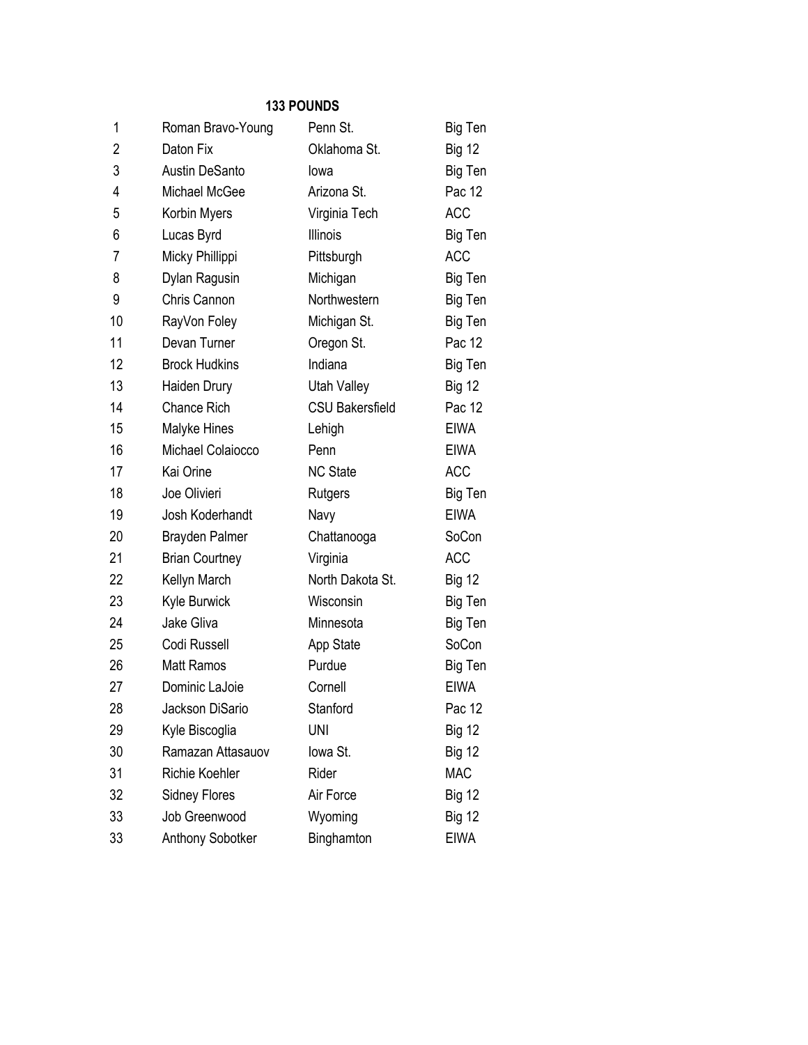### 133 POUNDS

| | | | |
|---|---|---|---|
| 1 | Roman Bravo-Young | Penn St. | Big Ten |
| 2 | Daton Fix | Oklahoma St. | Big 12 |
| 3 | Austin DeSanto | Iowa | Big Ten |
| 4 | Michael McGee | Arizona St. | Pac 12 |
| 5 | Korbin Myers | Virginia Tech | ACC |
| 6 | Lucas Byrd | Illinois | Big Ten |
| 7 | Micky Phillippi | Pittsburgh | ACC |
| 8 | Dylan Ragusin | Michigan | Big Ten |
| 9 | Chris Cannon | Northwestern | Big Ten |
| 10 | RayVon Foley | Michigan St. | Big Ten |
| 11 | Devan Turner | Oregon St. | Pac 12 |
| 12 | Brock Hudkins | Indiana | Big Ten |
| 13 | Haiden Drury | Utah Valley | Big 12 |
| 14 | Chance Rich | CSU Bakersfield | Pac 12 |
| 15 | Malyke Hines | Lehigh | EIWA |
| 16 | Michael Colaiocco | Penn | EIWA |
| 17 | Kai Orine | NC State | ACC |
| 18 | Joe Olivieri | Rutgers | Big Ten |
| 19 | Josh Koderhandt | Navy | EIWA |
| 20 | Brayden Palmer | Chattanooga | SoCon |
| 21 | Brian Courtney | Virginia | ACC |
| 22 | Kellyn March | North Dakota St. | Big 12 |
| 23 | Kyle Burwick | Wisconsin | Big Ten |
| 24 | Jake Gliva | Minnesota | Big Ten |
| 25 | Codi Russell | App State | SoCon |
| 26 | Matt Ramos | Purdue | Big Ten |
| 27 | Dominic LaJoie | Cornell | EIWA |
| 28 | Jackson DiSario | Stanford | Pac 12 |
| 29 | Kyle Biscoglia | UNI | Big 12 |
| 30 | Ramazan Attasauov | Iowa St. | Big 12 |
| 31 | Richie Koehler | Rider | MAC |
| 32 | Sidney Flores | Air Force | Big 12 |
| 33 | Job Greenwood | Wyoming | Big 12 |
| 33 | Anthony Sobotker | Binghamton | EIWA |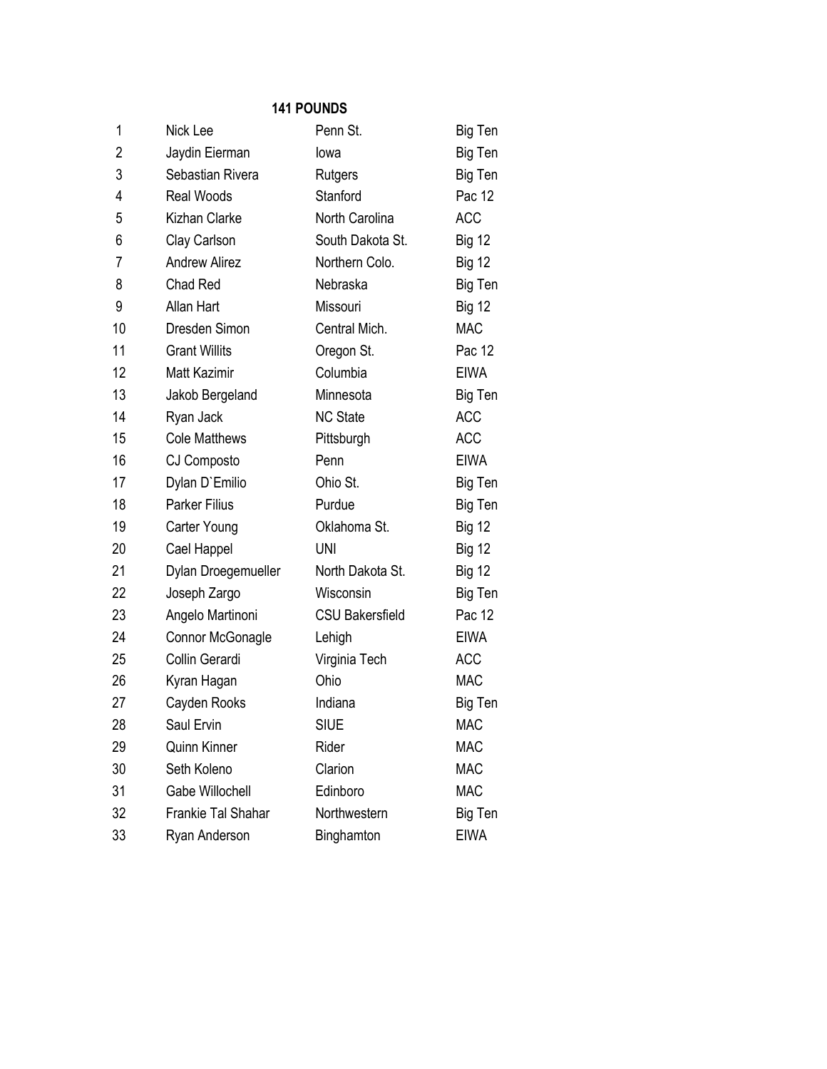**141 POUNDS**

| | | | |
|---|---|---|---|
| 1 | Nick Lee | Penn St. | Big Ten |
| 2 | Jaydin Eierman | Iowa | Big Ten |
| 3 | Sebastian Rivera | Rutgers | Big Ten |
| 4 | Real Woods | Stanford | Pac 12 |
| 5 | Kizhan Clarke | North Carolina | ACC |
| 6 | Clay Carlson | South Dakota St. | Big 12 |
| 7 | Andrew Alirez | Northern Colo. | Big 12 |
| 8 | Chad Red | Nebraska | Big Ten |
| 9 | Allan Hart | Missouri | Big 12 |
| 10 | Dresden Simon | Central Mich. | MAC |
| 11 | Grant Willits | Oregon St. | Pac 12 |
| 12 | Matt Kazimir | Columbia | EIWA |
| 13 | Jakob Bergeland | Minnesota | Big Ten |
| 14 | Ryan Jack | NC State | ACC |
| 15 | Cole Matthews | Pittsburgh | ACC |
| 16 | CJ Composto | Penn | EIWA |
| 17 | Dylan D`Emilio | Ohio St. | Big Ten |
| 18 | Parker Filius | Purdue | Big Ten |
| 19 | Carter Young | Oklahoma St. | Big 12 |
| 20 | Cael Happel | UNI | Big 12 |
| 21 | Dylan Droegemueller | North Dakota St. | Big 12 |
| 22 | Joseph Zargo | Wisconsin | Big Ten |
| 23 | Angelo Martinoni | CSU Bakersfield | Pac 12 |
| 24 | Connor McGonagle | Lehigh | EIWA |
| 25 | Collin Gerardi | Virginia Tech | ACC |
| 26 | Kyran Hagan | Ohio | MAC |
| 27 | Cayden Rooks | Indiana | Big Ten |
| 28 | Saul Ervin | SIUE | MAC |
| 29 | Quinn Kinner | Rider | MAC |
| 30 | Seth Koleno | Clarion | MAC |
| 31 | Gabe Willochell | Edinboro | MAC |
| 32 | Frankie Tal Shahar | Northwestern | Big Ten |
| 33 | Ryan Anderson | Binghamton | EIWA |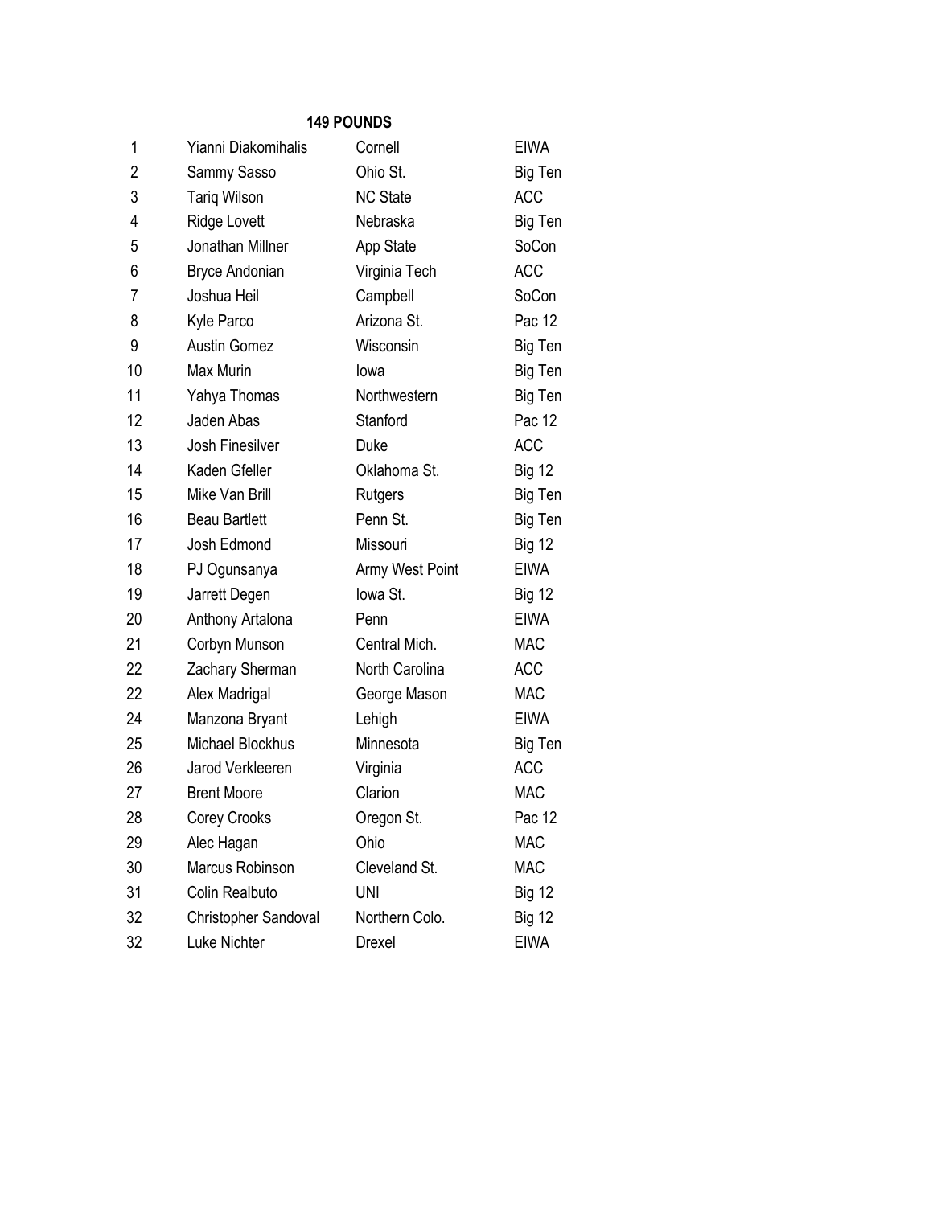## 149 POUNDS

| | | | |
|---|---|---|---|
| 1 | Yianni Diakomihalis | Cornell | EIWA |
| 2 | Sammy Sasso | Ohio St. | Big Ten |
| 3 | Tariq Wilson | NC State | ACC |
| 4 | Ridge Lovett | Nebraska | Big Ten |
| 5 | Jonathan Millner | App State | SoCon |
| 6 | Bryce Andonian | Virginia Tech | ACC |
| 7 | Joshua Heil | Campbell | SoCon |
| 8 | Kyle Parco | Arizona St. | Pac 12 |
| 9 | Austin Gomez | Wisconsin | Big Ten |
| 10 | Max Murin | Iowa | Big Ten |
| 11 | Yahya Thomas | Northwestern | Big Ten |
| 12 | Jaden Abas | Stanford | Pac 12 |
| 13 | Josh Finesilver | Duke | ACC |
| 14 | Kaden Gfeller | Oklahoma St. | Big 12 |
| 15 | Mike Van Brill | Rutgers | Big Ten |
| 16 | Beau Bartlett | Penn St. | Big Ten |
| 17 | Josh Edmond | Missouri | Big 12 |
| 18 | PJ Ogunsanya | Army West Point | EIWA |
| 19 | Jarrett Degen | Iowa St. | Big 12 |
| 20 | Anthony Artalona | Penn | EIWA |
| 21 | Corbyn Munson | Central Mich. | MAC |
| 22 | Zachary Sherman | North Carolina | ACC |
| 22 | Alex Madrigal | George Mason | MAC |
| 24 | Manzona Bryant | Lehigh | EIWA |
| 25 | Michael Blockhus | Minnesota | Big Ten |
| 26 | Jarod Verkleeren | Virginia | ACC |
| 27 | Brent Moore | Clarion | MAC |
| 28 | Corey Crooks | Oregon St. | Pac 12 |
| 29 | Alec Hagan | Ohio | MAC |
| 30 | Marcus Robinson | Cleveland St. | MAC |
| 31 | Colin Realbuto | UNI | Big 12 |
| 32 | Christopher Sandoval | Northern Colo. | Big 12 |
| 32 | Luke Nichter | Drexel | EIWA |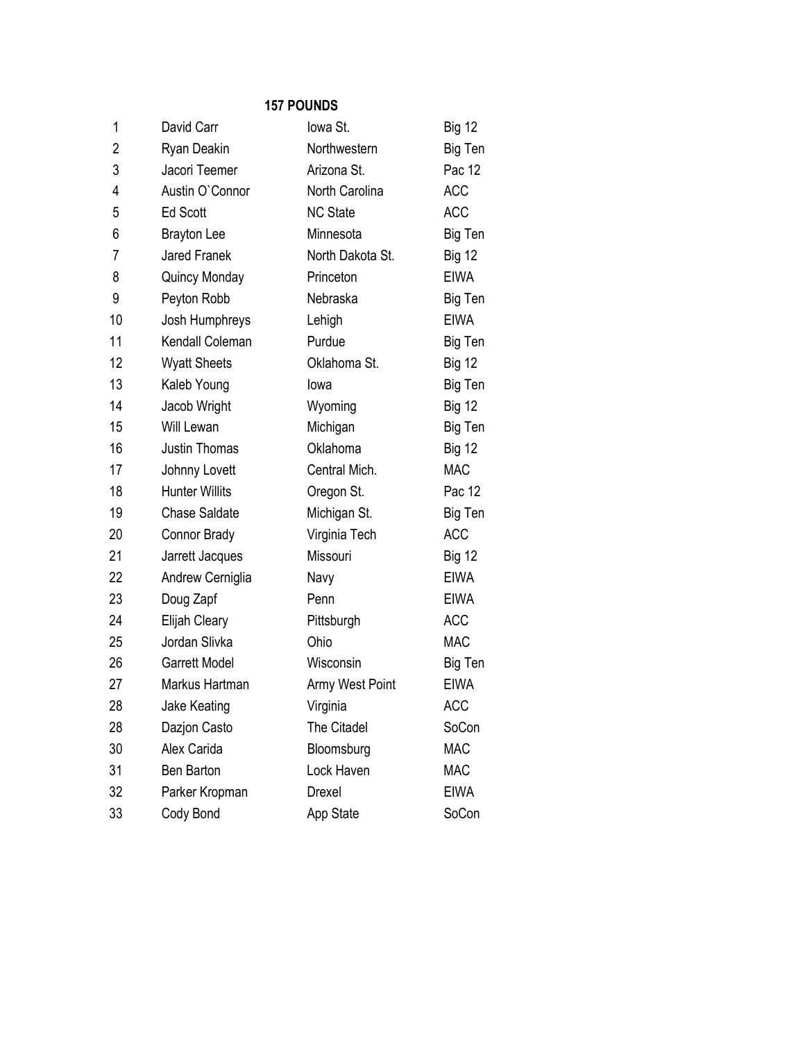**157 POUNDS**

| | | | |
|---|---|---|---|
| 1 | David Carr | Iowa St. | Big 12 |
| 2 | Ryan Deakin | Northwestern | Big Ten |
| 3 | Jacori Teemer | Arizona St. | Pac 12 |
| 4 | Austin O`Connor | North Carolina | ACC |
| 5 | Ed Scott | NC State | ACC |
| 6 | Brayton Lee | Minnesota | Big Ten |
| 7 | Jared Franek | North Dakota St. | Big 12 |
| 8 | Quincy Monday | Princeton | EIWA |
| 9 | Peyton Robb | Nebraska | Big Ten |
| 10 | Josh Humphreys | Lehigh | EIWA |
| 11 | Kendall Coleman | Purdue | Big Ten |
| 12 | Wyatt Sheets | Oklahoma St. | Big 12 |
| 13 | Kaleb Young | Iowa | Big Ten |
| 14 | Jacob Wright | Wyoming | Big 12 |
| 15 | Will Lewan | Michigan | Big Ten |
| 16 | Justin Thomas | Oklahoma | Big 12 |
| 17 | Johnny Lovett | Central Mich. | MAC |
| 18 | Hunter Willits | Oregon St. | Pac 12 |
| 19 | Chase Saldate | Michigan St. | Big Ten |
| 20 | Connor Brady | Virginia Tech | ACC |
| 21 | Jarrett Jacques | Missouri | Big 12 |
| 22 | Andrew Cerniglia | Navy | EIWA |
| 23 | Doug Zapf | Penn | EIWA |
| 24 | Elijah Cleary | Pittsburgh | ACC |
| 25 | Jordan Slivka | Ohio | MAC |
| 26 | Garrett Model | Wisconsin | Big Ten |
| 27 | Markus Hartman | Army West Point | EIWA |
| 28 | Jake Keating | Virginia | ACC |
| 28 | Dazjon Casto | The Citadel | SoCon |
| 30 | Alex Carida | Bloomsburg | MAC |
| 31 | Ben Barton | Lock Haven | MAC |
| 32 | Parker Kropman | Drexel | EIWA |
| 33 | Cody Bond | App State | SoCon |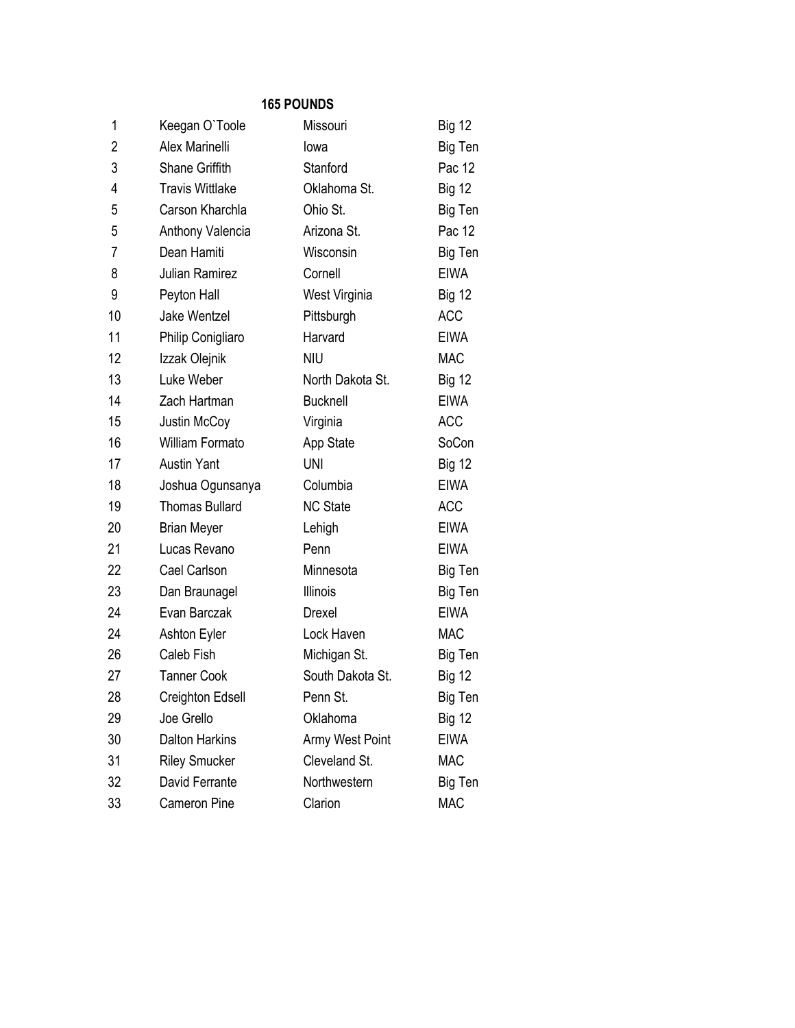### 165 POUNDS

| | | | |
|---|---|---|---|
| 1 | Keegan O`Toole | Missouri | Big 12 |
| 2 | Alex Marinelli | Iowa | Big Ten |
| 3 | Shane Griffith | Stanford | Pac 12 |
| 4 | Travis Wittlake | Oklahoma St. | Big 12 |
| 5 | Carson Kharchla | Ohio St. | Big Ten |
| 5 | Anthony Valencia | Arizona St. | Pac 12 |
| 7 | Dean Hamiti | Wisconsin | Big Ten |
| 8 | Julian Ramirez | Cornell | EIWA |
| 9 | Peyton Hall | West Virginia | Big 12 |
| 10 | Jake Wentzel | Pittsburgh | ACC |
| 11 | Philip Conigliaro | Harvard | EIWA |
| 12 | Izzak Olejnik | NIU | MAC |
| 13 | Luke Weber | North Dakota St. | Big 12 |
| 14 | Zach Hartman | Bucknell | EIWA |
| 15 | Justin McCoy | Virginia | ACC |
| 16 | William Formato | App State | SoCon |
| 17 | Austin Yant | UNI | Big 12 |
| 18 | Joshua Ogunsanya | Columbia | EIWA |
| 19 | Thomas Bullard | NC State | ACC |
| 20 | Brian Meyer | Lehigh | EIWA |
| 21 | Lucas Revano | Penn | EIWA |
| 22 | Cael Carlson | Minnesota | Big Ten |
| 23 | Dan Braunagel | Illinois | Big Ten |
| 24 | Evan Barczak | Drexel | EIWA |
| 24 | Ashton Eyler | Lock Haven | MAC |
| 26 | Caleb Fish | Michigan St. | Big Ten |
| 27 | Tanner Cook | South Dakota St. | Big 12 |
| 28 | Creighton Edsell | Penn St. | Big Ten |
| 29 | Joe Grello | Oklahoma | Big 12 |
| 30 | Dalton Harkins | Army West Point | EIWA |
| 31 | Riley Smucker | Cleveland St. | MAC |
| 32 | David Ferrante | Northwestern | Big Ten |
| 33 | Cameron Pine | Clarion | MAC |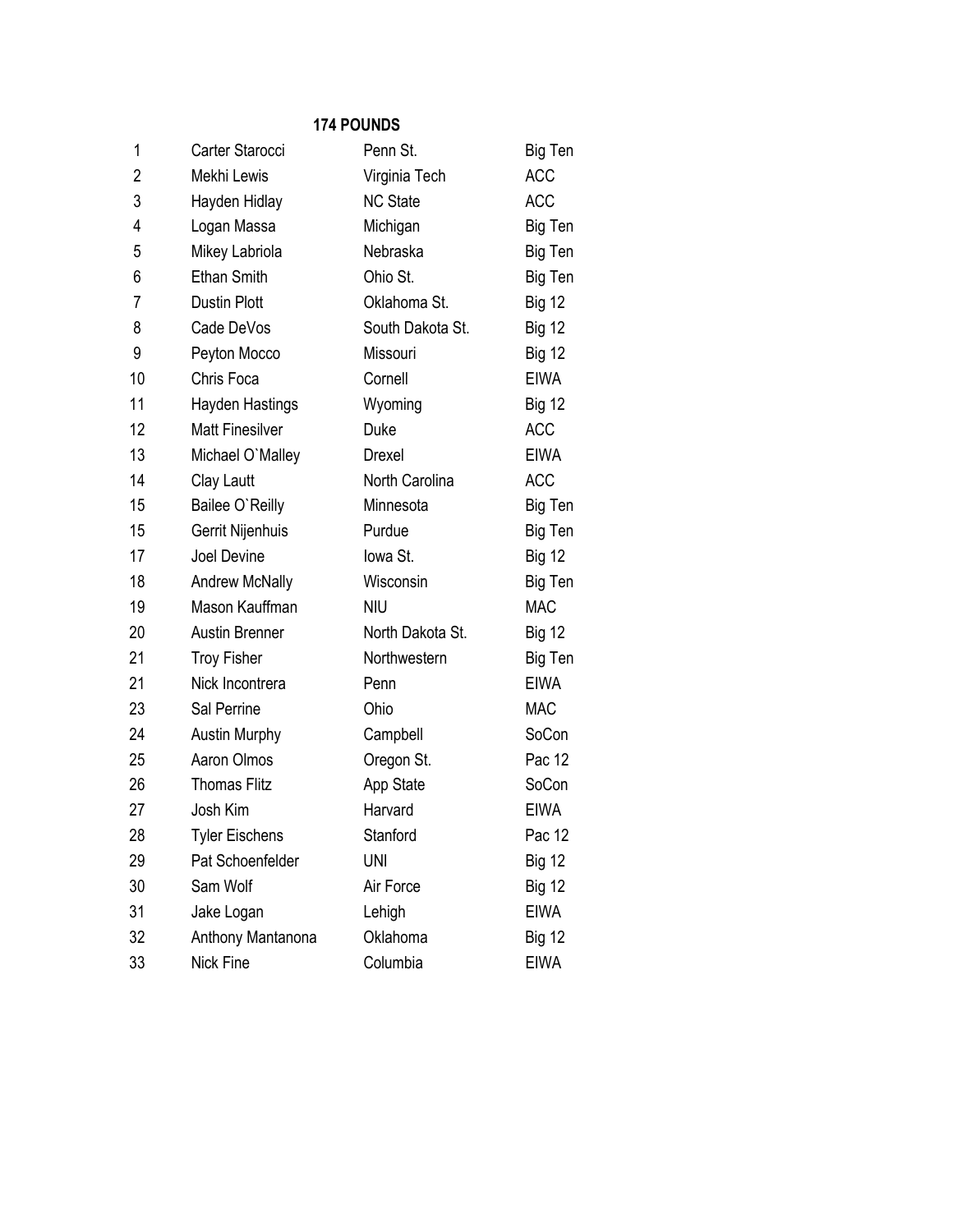## 174 POUNDS

| | | | |
|---|---|---|---|
| 1 | Carter Starocci | Penn St. | Big Ten |
| 2 | Mekhi Lewis | Virginia Tech | ACC |
| 3 | Hayden Hidlay | NC State | ACC |
| 4 | Logan Massa | Michigan | Big Ten |
| 5 | Mikey Labriola | Nebraska | Big Ten |
| 6 | Ethan Smith | Ohio St. | Big Ten |
| 7 | Dustin Plott | Oklahoma St. | Big 12 |
| 8 | Cade DeVos | South Dakota St. | Big 12 |
| 9 | Peyton Mocco | Missouri | Big 12 |
| 10 | Chris Foca | Cornell | EIWA |
| 11 | Hayden Hastings | Wyoming | Big 12 |
| 12 | Matt Finesilver | Duke | ACC |
| 13 | Michael O`Malley | Drexel | EIWA |
| 14 | Clay Lautt | North Carolina | ACC |
| 15 | Bailee O`Reilly | Minnesota | Big Ten |
| 15 | Gerrit Nijenhuis | Purdue | Big Ten |
| 17 | Joel Devine | Iowa St. | Big 12 |
| 18 | Andrew McNally | Wisconsin | Big Ten |
| 19 | Mason Kauffman | NIU | MAC |
| 20 | Austin Brenner | North Dakota St. | Big 12 |
| 21 | Troy Fisher | Northwestern | Big Ten |
| 21 | Nick Incontrera | Penn | EIWA |
| 23 | Sal Perrine | Ohio | MAC |
| 24 | Austin Murphy | Campbell | SoCon |
| 25 | Aaron Olmos | Oregon St. | Pac 12 |
| 26 | Thomas Flitz | App State | SoCon |
| 27 | Josh Kim | Harvard | EIWA |
| 28 | Tyler Eischens | Stanford | Pac 12 |
| 29 | Pat Schoenfelder | UNI | Big 12 |
| 30 | Sam Wolf | Air Force | Big 12 |
| 31 | Jake Logan | Lehigh | EIWA |
| 32 | Anthony Mantanona | Oklahoma | Big 12 |
| 33 | Nick Fine | Columbia | EIWA |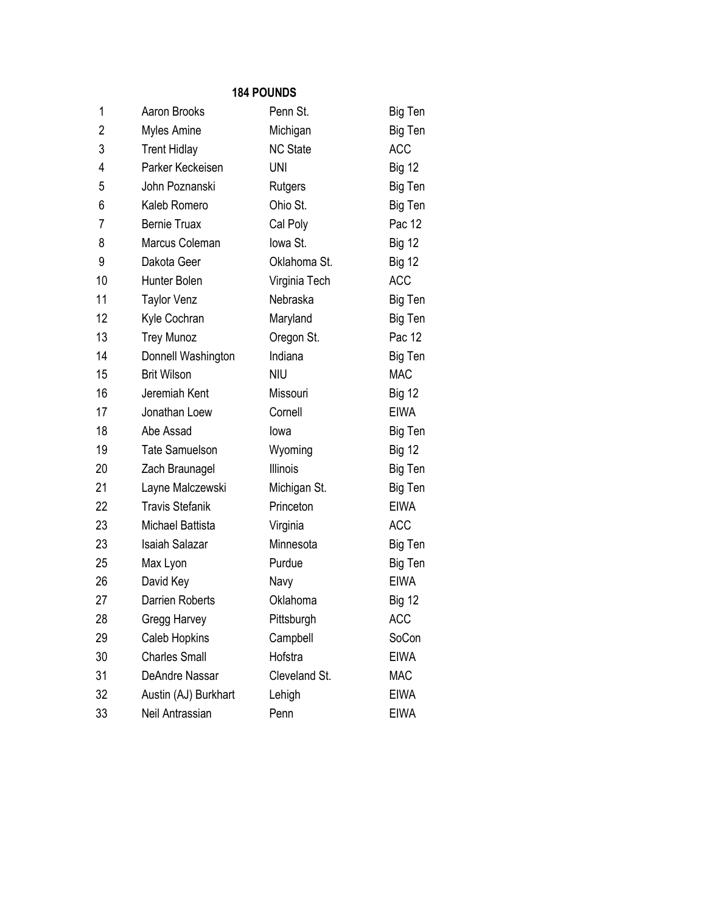## 184 POUNDS

| | | | |
|---|---|---|---|
| 1 | Aaron Brooks | Penn St. | Big Ten |
| 2 | Myles Amine | Michigan | Big Ten |
| 3 | Trent Hidlay | NC State | ACC |
| 4 | Parker Keckeisen | UNI | Big 12 |
| 5 | John Poznanski | Rutgers | Big Ten |
| 6 | Kaleb Romero | Ohio St. | Big Ten |
| 7 | Bernie Truax | Cal Poly | Pac 12 |
| 8 | Marcus Coleman | Iowa St. | Big 12 |
| 9 | Dakota Geer | Oklahoma St. | Big 12 |
| 10 | Hunter Bolen | Virginia Tech | ACC |
| 11 | Taylor Venz | Nebraska | Big Ten |
| 12 | Kyle Cochran | Maryland | Big Ten |
| 13 | Trey Munoz | Oregon St. | Pac 12 |
| 14 | Donnell Washington | Indiana | Big Ten |
| 15 | Brit Wilson | NIU | MAC |
| 16 | Jeremiah Kent | Missouri | Big 12 |
| 17 | Jonathan Loew | Cornell | EIWA |
| 18 | Abe Assad | Iowa | Big Ten |
| 19 | Tate Samuelson | Wyoming | Big 12 |
| 20 | Zach Braunagel | Illinois | Big Ten |
| 21 | Layne Malczewski | Michigan St. | Big Ten |
| 22 | Travis Stefanik | Princeton | EIWA |
| 23 | Michael Battista | Virginia | ACC |
| 23 | Isaiah Salazar | Minnesota | Big Ten |
| 25 | Max Lyon | Purdue | Big Ten |
| 26 | David Key | Navy | EIWA |
| 27 | Darrien Roberts | Oklahoma | Big 12 |
| 28 | Gregg Harvey | Pittsburgh | ACC |
| 29 | Caleb Hopkins | Campbell | SoCon |
| 30 | Charles Small | Hofstra | EIWA |
| 31 | DeAndre Nassar | Cleveland St. | MAC |
| 32 | Austin (AJ) Burkhart | Lehigh | EIWA |
| 33 | Neil Antrassian | Penn | EIWA |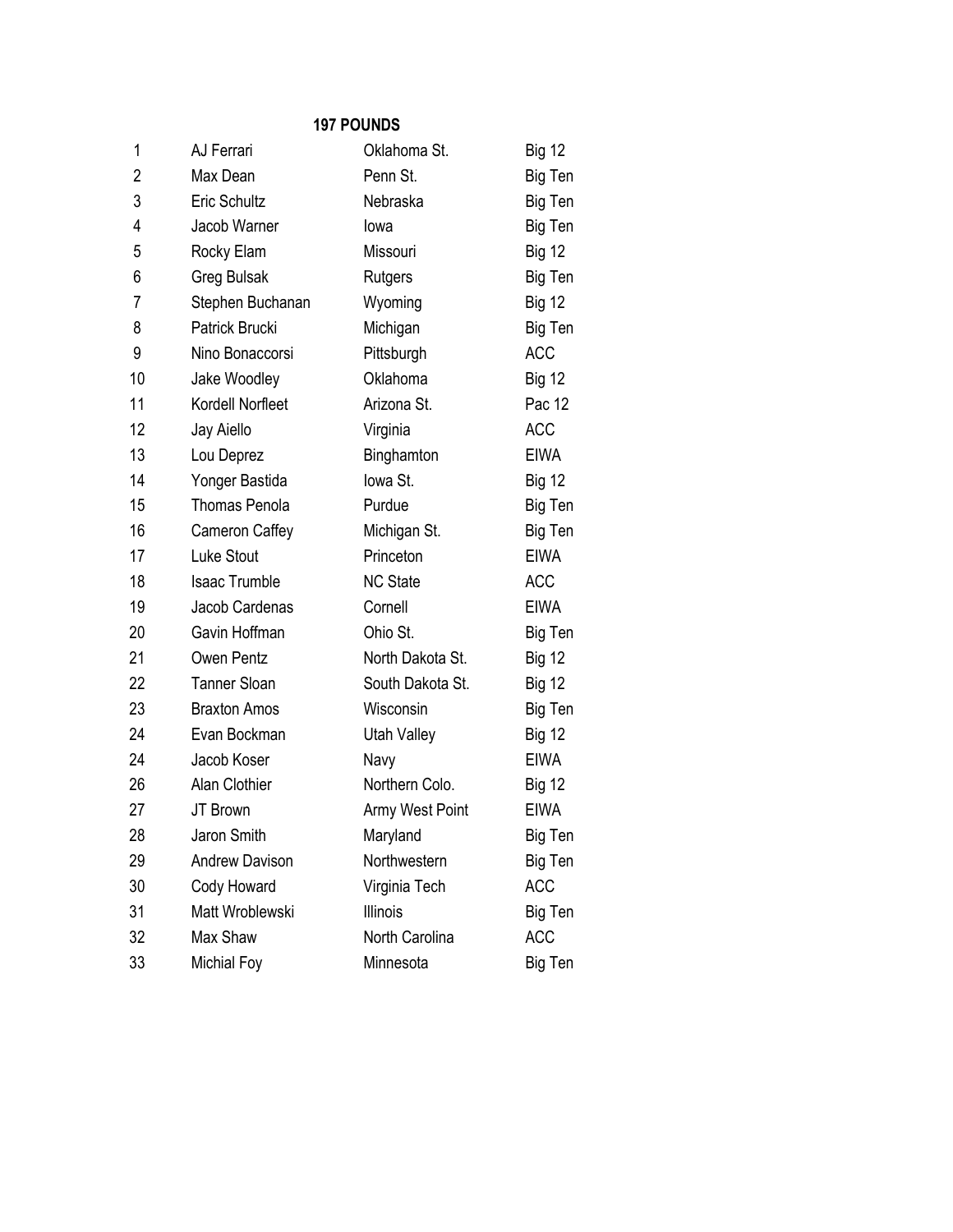## 197 POUNDS

| | | | |
|---|---|---|---|
| 1 | AJ Ferrari | Oklahoma St. | Big 12 |
| 2 | Max Dean | Penn St. | Big Ten |
| 3 | Eric Schultz | Nebraska | Big Ten |
| 4 | Jacob Warner | Iowa | Big Ten |
| 5 | Rocky Elam | Missouri | Big 12 |
| 6 | Greg Bulsak | Rutgers | Big Ten |
| 7 | Stephen Buchanan | Wyoming | Big 12 |
| 8 | Patrick Brucki | Michigan | Big Ten |
| 9 | Nino Bonaccorsi | Pittsburgh | ACC |
| 10 | Jake Woodley | Oklahoma | Big 12 |
| 11 | Kordell Norfleet | Arizona St. | Pac 12 |
| 12 | Jay Aiello | Virginia | ACC |
| 13 | Lou Deprez | Binghamton | EIWA |
| 14 | Yonger Bastida | Iowa St. | Big 12 |
| 15 | Thomas Penola | Purdue | Big Ten |
| 16 | Cameron Caffey | Michigan St. | Big Ten |
| 17 | Luke Stout | Princeton | EIWA |
| 18 | Isaac Trumble | NC State | ACC |
| 19 | Jacob Cardenas | Cornell | EIWA |
| 20 | Gavin Hoffman | Ohio St. | Big Ten |
| 21 | Owen Pentz | North Dakota St. | Big 12 |
| 22 | Tanner Sloan | South Dakota St. | Big 12 |
| 23 | Braxton Amos | Wisconsin | Big Ten |
| 24 | Evan Bockman | Utah Valley | Big 12 |
| 24 | Jacob Koser | Navy | EIWA |
| 26 | Alan Clothier | Northern Colo. | Big 12 |
| 27 | JT Brown | Army West Point | EIWA |
| 28 | Jaron Smith | Maryland | Big Ten |
| 29 | Andrew Davison | Northwestern | Big Ten |
| 30 | Cody Howard | Virginia Tech | ACC |
| 31 | Matt Wroblewski | Illinois | Big Ten |
| 32 | Max Shaw | North Carolina | ACC |
| 33 | Michial Foy | Minnesota | Big Ten |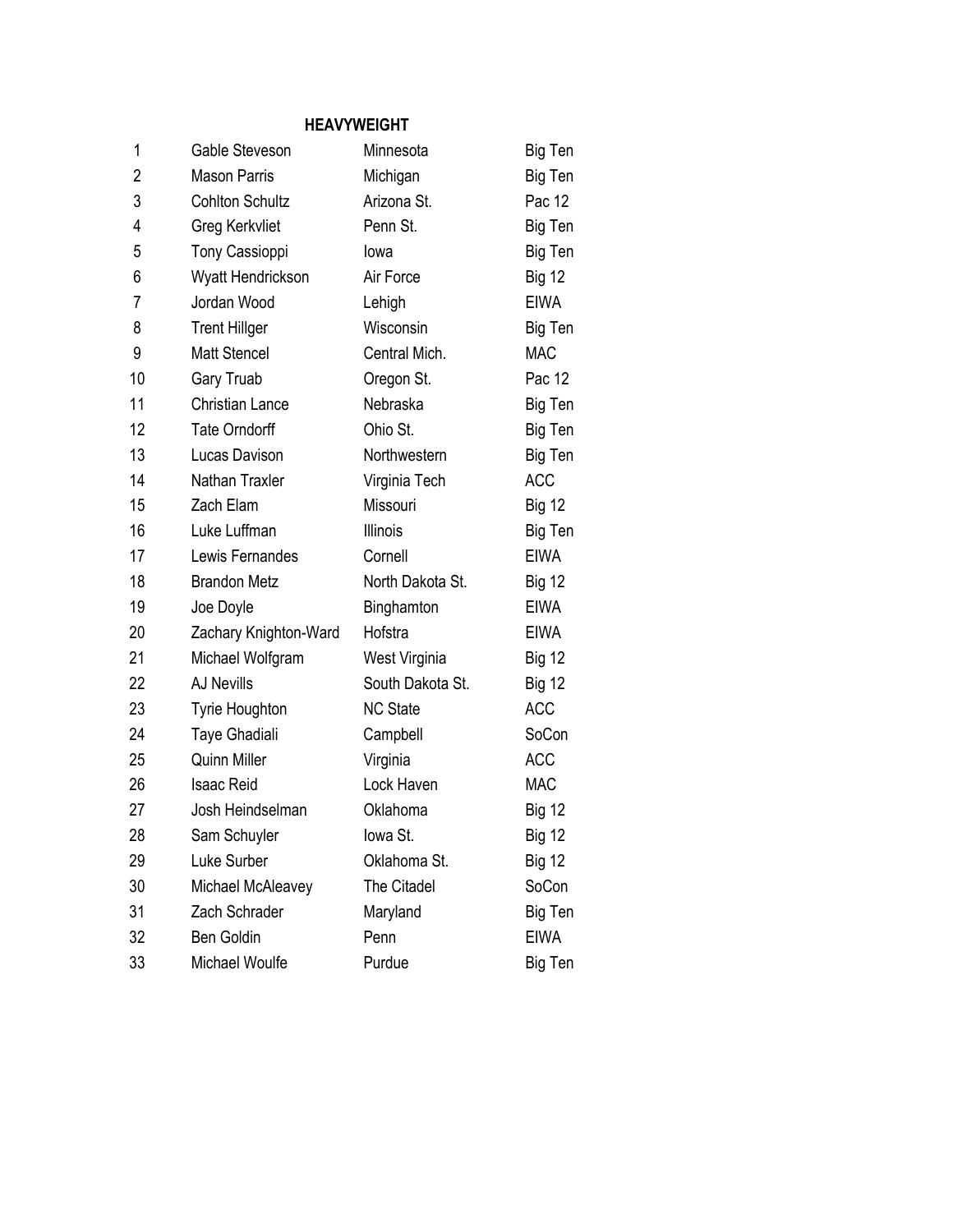**HEAVYWEIGHT**

| | | | |
|---|---|---|---|
| 1 | Gable Steveson | Minnesota | Big Ten |
| 2 | Mason Parris | Michigan | Big Ten |
| 3 | Cohlton Schultz | Arizona St. | Pac 12 |
| 4 | Greg Kerkvliet | Penn St. | Big Ten |
| 5 | Tony Cassioppi | Iowa | Big Ten |
| 6 | Wyatt Hendrickson | Air Force | Big 12 |
| 7 | Jordan Wood | Lehigh | EIWA |
| 8 | Trent Hillger | Wisconsin | Big Ten |
| 9 | Matt Stencel | Central Mich. | MAC |
| 10 | Gary Truab | Oregon St. | Pac 12 |
| 11 | Christian Lance | Nebraska | Big Ten |
| 12 | Tate Orndorff | Ohio St. | Big Ten |
| 13 | Lucas Davison | Northwestern | Big Ten |
| 14 | Nathan Traxler | Virginia Tech | ACC |
| 15 | Zach Elam | Missouri | Big 12 |
| 16 | Luke Luffman | Illinois | Big Ten |
| 17 | Lewis Fernandes | Cornell | EIWA |
| 18 | Brandon Metz | North Dakota St. | Big 12 |
| 19 | Joe Doyle | Binghamton | EIWA |
| 20 | Zachary Knighton-Ward | Hofstra | EIWA |
| 21 | Michael Wolfgram | West Virginia | Big 12 |
| 22 | AJ Nevills | South Dakota St. | Big 12 |
| 23 | Tyrie Houghton | NC State | ACC |
| 24 | Taye Ghadiali | Campbell | SoCon |
| 25 | Quinn Miller | Virginia | ACC |
| 26 | Isaac Reid | Lock Haven | MAC |
| 27 | Josh Heindselman | Oklahoma | Big 12 |
| 28 | Sam Schuyler | Iowa St. | Big 12 |
| 29 | Luke Surber | Oklahoma St. | Big 12 |
| 30 | Michael McAleavey | The Citadel | SoCon |
| 31 | Zach Schrader | Maryland | Big Ten |
| 32 | Ben Goldin | Penn | EIWA |
| 33 | Michael Woulfe | Purdue | Big Ten |